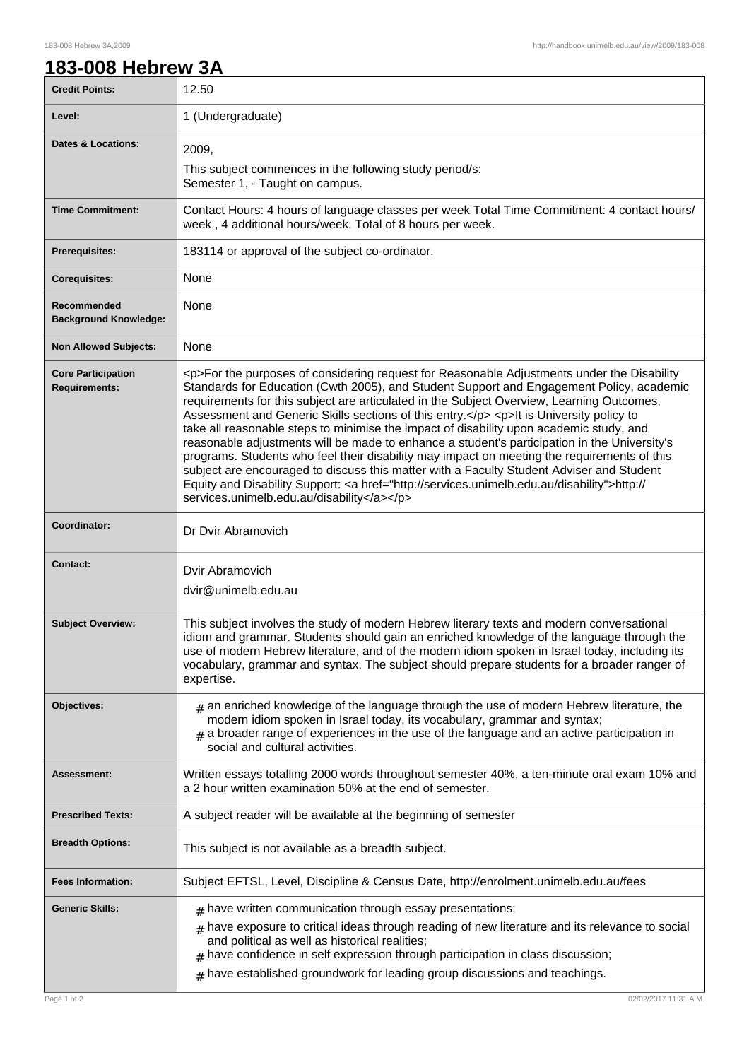# 183-008 Hebrew 3A

| | |
|---|---|
| **Credit Points:** | 12.50 |
| **Level:** | 1 (Undergraduate) |
| **Dates & Locations:** | 2009,<br>This subject commences in the following study period/s:<br>Semester 1, - Taught on campus. |
| **Time Commitment:** | Contact Hours: 4 hours of language classes per week Total Time Commitment: 4 contact hours/ week , 4 additional hours/week. Total of 8 hours per week. |
| **Prerequisites:** | 183114 or approval of the subject co-ordinator. |
| **Corequisites:** | None |
| **Recommended Background Knowledge:** | None |
| **Non Allowed Subjects:** | None |
| **Core Participation Requirements:** | <p>For the purposes of considering request for Reasonable Adjustments under the Disability Standards for Education (Cwth 2005), and Student Support and Engagement Policy, academic requirements for this subject are articulated in the Subject Overview, Learning Outcomes, Assessment and Generic Skills sections of this entry.</p> <p>It is University policy to take all reasonable steps to minimise the impact of disability upon academic study, and reasonable adjustments will be made to enhance a student's participation in the University's programs. Students who feel their disability may impact on meeting the requirements of this subject are encouraged to discuss this matter with a Faculty Student Adviser and Student Equity and Disability Support: <a href="http://services.unimelb.edu.au/disability">http://services.unimelb.edu.au/disability</a></p> |
| **Coordinator:** | Dr Dvir Abramovich |
| **Contact:** | Dvir Abramovich<br>dvir@unimelb.edu.au |
| **Subject Overview:** | This subject involves the study of modern Hebrew literary texts and modern conversational idiom and grammar. Students should gain an enriched knowledge of the language through the use of modern Hebrew literature, and of the modern idiom spoken in Israel today, including its vocabulary, grammar and syntax. The subject should prepare students for a broader ranger of expertise. |
| **Objectives:** | # an enriched knowledge of the language through the use of modern Hebrew literature, the modern idiom spoken in Israel today, its vocabulary, grammar and syntax;<br># a broader range of experiences in the use of the language and an active participation in social and cultural activities. |
| **Assessment:** | Written essays totalling 2000 words throughout semester 40%, a ten-minute oral exam 10% and a 2 hour written examination 50% at the end of semester. |
| **Prescribed Texts:** | A subject reader will be available at the beginning of semester |
| **Breadth Options:** | This subject is not available as a breadth subject. |
| **Fees Information:** | Subject EFTSL, Level, Discipline & Census Date, http://enrolment.unimelb.edu.au/fees |
| **Generic Skills:** | # have written communication through essay presentations;<br># have exposure to critical ideas through reading of new literature and its relevance to social and political as well as historical realities;<br># have confidence in self expression through participation in class discussion;<br># have established groundwork for leading group discussions and teachings. |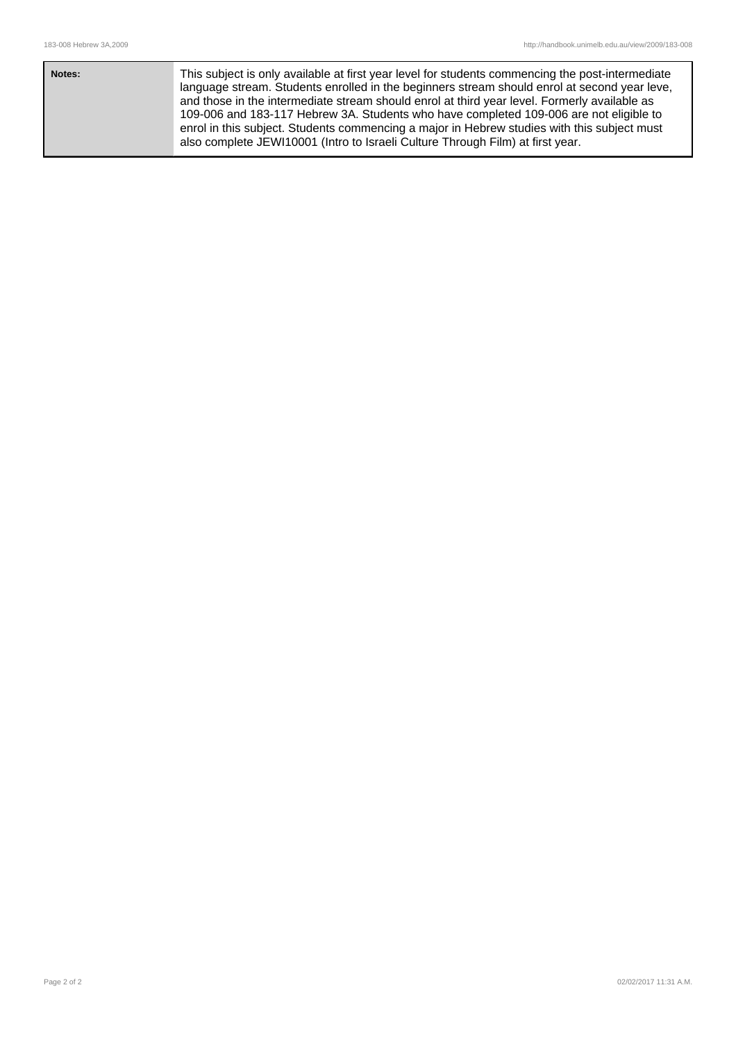| | |
|---|---|
| **Notes:** | This subject is only available at first year level for students commencing the post-intermediate language stream. Students enrolled in the beginners stream should enrol at second year leve, and those in the intermediate stream should enrol at third year level. Formerly available as 109-006 and 183-117 Hebrew 3A. Students who have completed 109-006 are not eligible to enrol in this subject. Students commencing a major in Hebrew studies with this subject must also complete JEWI10001 (Intro to Israeli Culture Through Film) at first year. |